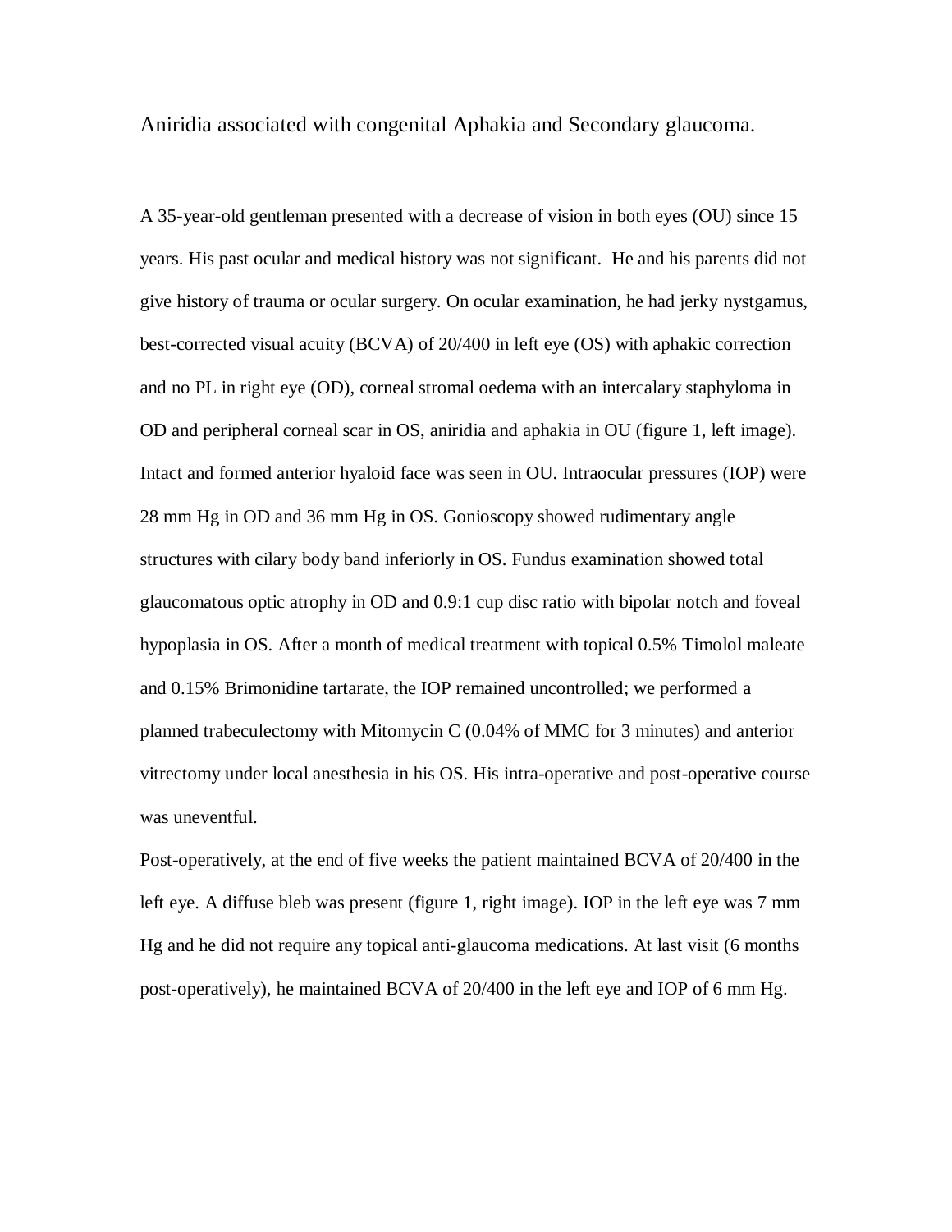# Aniridia associated with congenital Aphakia and Secondary glaucoma.

A 35-year-old gentleman presented with a decrease of vision in both eyes (OU) since 15 years. His past ocular and medical history was not significant. He and his parents did not give history of trauma or ocular surgery. On ocular examination, he had jerky nystgamus, best-corrected visual acuity (BCVA) of 20/400 in left eye (OS) with aphakic correction and no PL in right eye (OD), corneal stromal oedema with an intercalary staphyloma in OD and peripheral corneal scar in OS, aniridia and aphakia in OU (figure 1, left image). Intact and formed anterior hyaloid face was seen in OU. Intraocular pressures (IOP) were 28 mm Hg in OD and 36 mm Hg in OS. Gonioscopy showed rudimentary angle structures with cilary body band inferiorly in OS. Fundus examination showed total glaucomatous optic atrophy in OD and 0.9:1 cup disc ratio with bipolar notch and foveal hypoplasia in OS. After a month of medical treatment with topical 0.5% Timolol maleate and 0.15% Brimonidine tartarate, the IOP remained uncontrolled; we performed a planned trabeculectomy with Mitomycin C (0.04% of MMC for 3 minutes) and anterior vitrectomy under local anesthesia in his OS. His intra-operative and post-operative course was uneventful.

Post-operatively, at the end of five weeks the patient maintained BCVA of 20/400 in the left eye. A diffuse bleb was present (figure 1, right image). IOP in the left eye was 7 mm Hg and he did not require any topical anti-glaucoma medications. At last visit (6 months post-operatively), he maintained BCVA of 20/400 in the left eye and IOP of 6 mm Hg.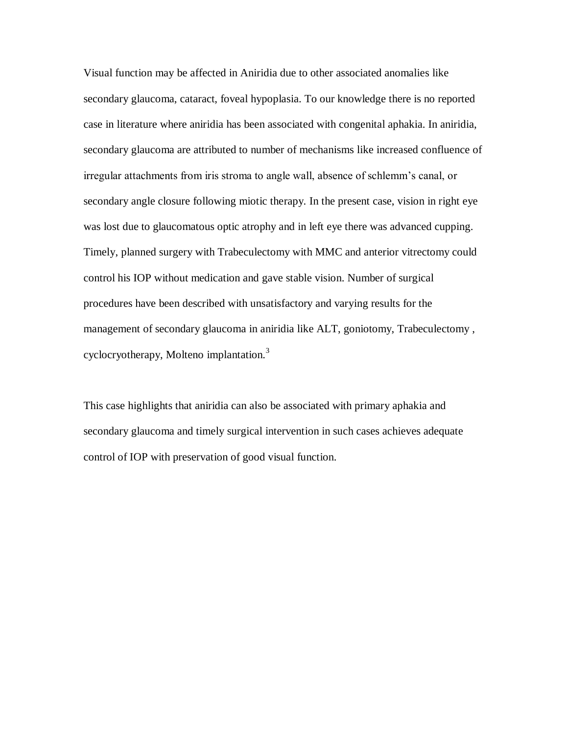Visual function may be affected in Aniridia due to other associated anomalies like secondary glaucoma, cataract, foveal hypoplasia. To our knowledge there is no reported case in literature where aniridia has been associated with congenital aphakia. In aniridia, secondary glaucoma are attributed to number of mechanisms like increased confluence of irregular attachments from iris stroma to angle wall, absence of schlemm's canal, or secondary angle closure following miotic therapy. In the present case, vision in right eye was lost due to glaucomatous optic atrophy and in left eye there was advanced cupping. Timely, planned surgery with Trabeculectomy with MMC and anterior vitrectomy could control his IOP without medication and gave stable vision. Number of surgical procedures have been described with unsatisfactory and varying results for the management of secondary glaucoma in aniridia like ALT, goniotomy, Trabeculectomy , cyclocryotherapy, Molteno implantation.[3]

This case highlights that aniridia can also be associated with primary aphakia and secondary glaucoma and timely surgical intervention in such cases achieves adequate control of IOP with preservation of good visual function.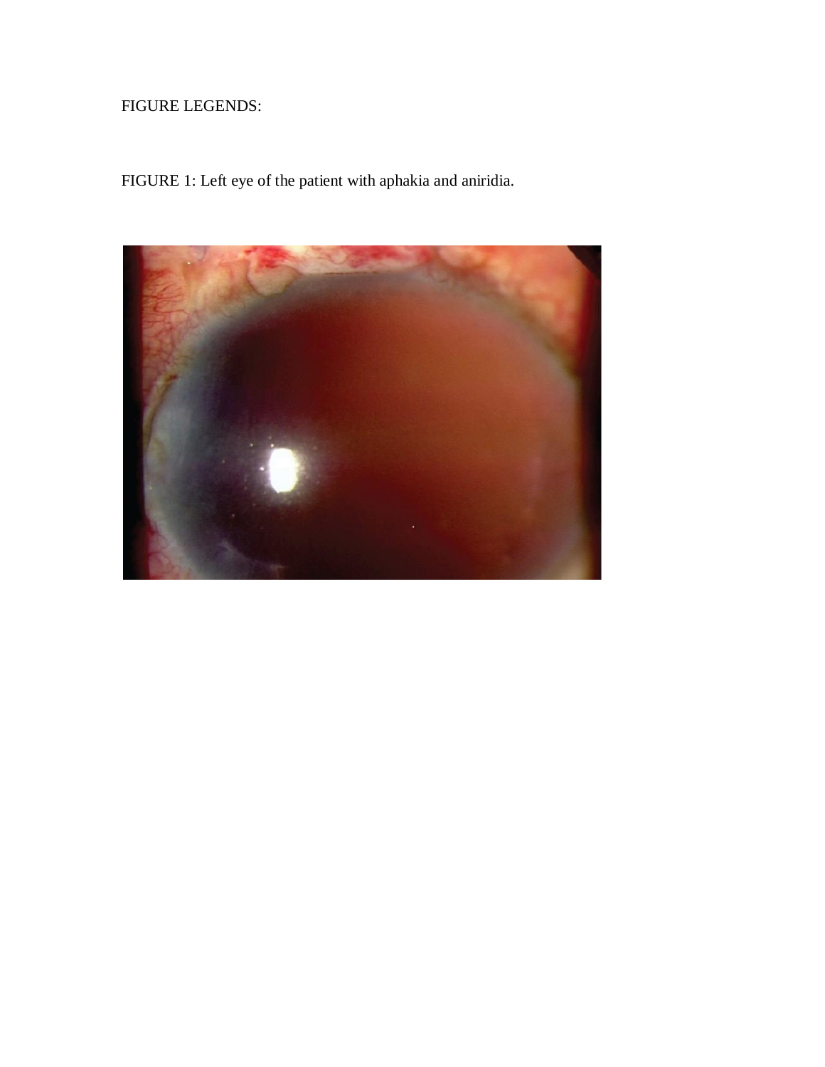FIGURE LEGENDS:

FIGURE 1: Left eye of the patient with aphakia and aniridia.